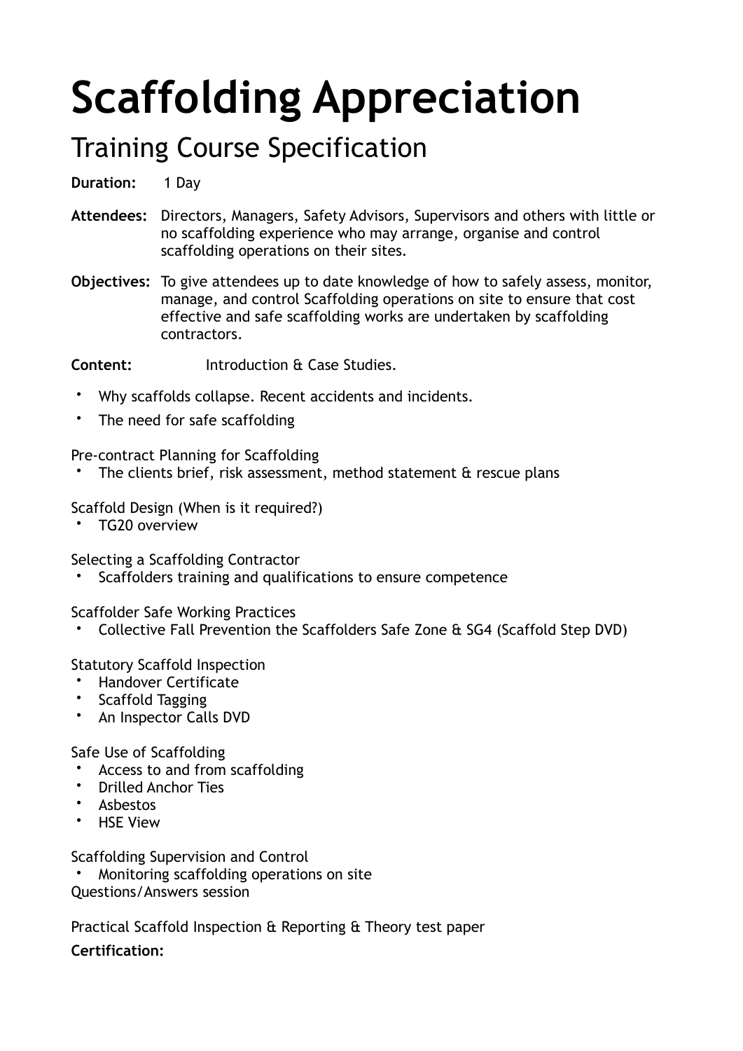# Scaffolding Appreciation

## Training Course Specification

**Duration:** 1 Day

**Attendees:** Directors, Managers, Safety Advisors, Supervisors and others with little or no scaffolding experience who may arrange, organise and control scaffolding operations on their sites.

**Objectives:** To give attendees up to date knowledge of how to safely assess, monitor, manage, and control Scaffolding operations on site to ensure that cost effective and safe scaffolding works are undertaken by scaffolding contractors.

**Content:** Introduction & Case Studies.

- Why scaffolds collapse. Recent accidents and incidents.
- The need for safe scaffolding

Pre-contract Planning for Scaffolding

- The clients brief, risk assessment, method statement & rescue plans

Scaffold Design (When is it required?)

- TG20 overview

Selecting a Scaffolding Contractor

- Scaffolders training and qualifications to ensure competence

Scaffolder Safe Working Practices

- Collective Fall Prevention the Scaffolders Safe Zone & SG4 (Scaffold Step DVD)

Statutory Scaffold Inspection

- Handover Certificate
- Scaffold Tagging
- An Inspector Calls DVD

Safe Use of Scaffolding

- Access to and from scaffolding
- Drilled Anchor Ties
- Asbestos
- HSE View

Scaffolding Supervision and Control

- Monitoring scaffolding operations on site

Questions/Answers session

Practical Scaffold Inspection & Reporting & Theory test paper

**Certification:**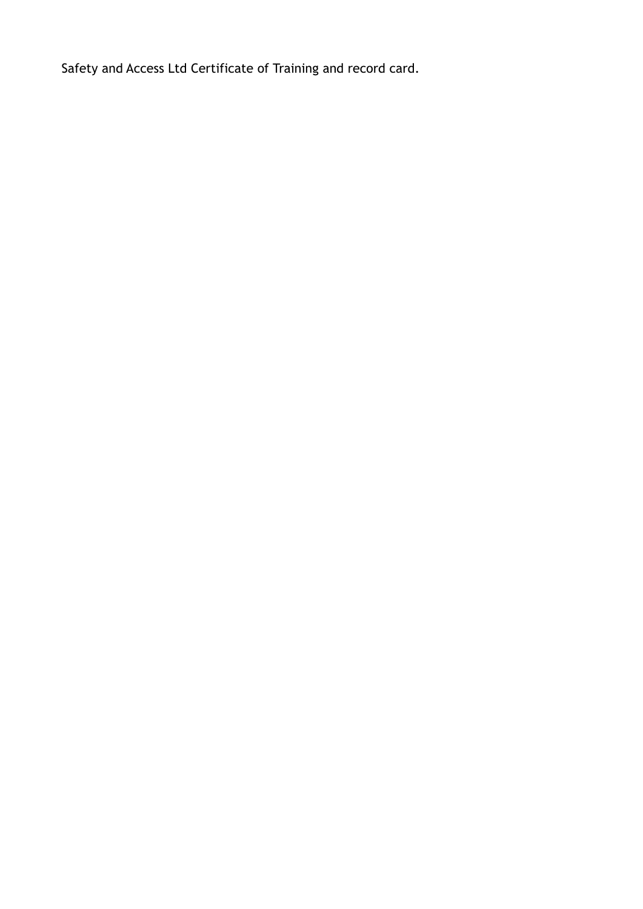Safety and Access Ltd Certificate of Training and record card.